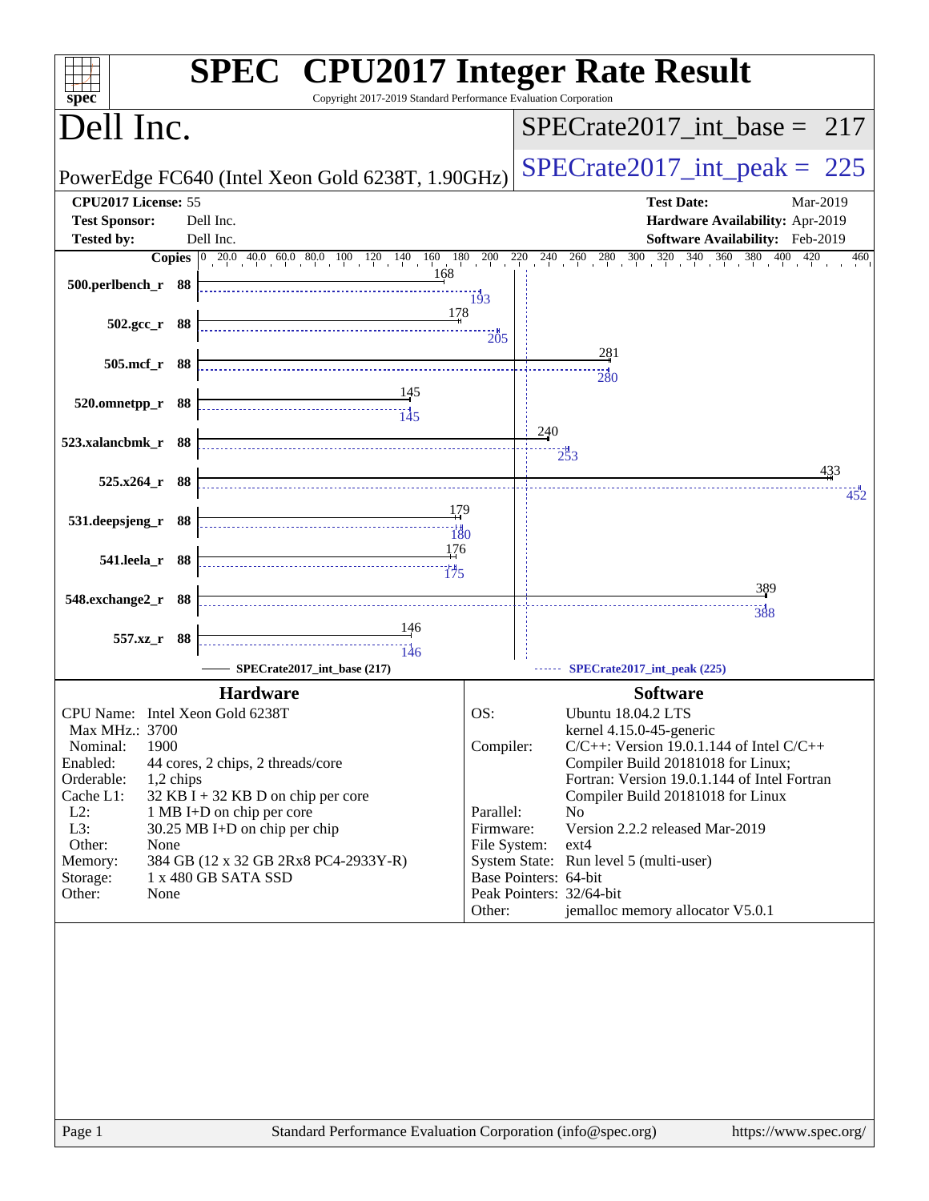# SPEC CPU2017 Integer Rate Result

Copyright 2017-2019 Standard Performance Evaluation Corporation

## Dell Inc.

PowerEdge FC640 (Intel Xeon Gold 6238T, 1.90GHz)

SPECrate2017_int_base = 217

SPECrate2017_int_peak = 225

| | | | |
|---|---|---|---|
| **CPU2017 License:** | 55 | **Test Date:** | Mar-2019 |
| **Test Sponsor:** | Dell Inc. | **Hardware Availability:** | Apr-2019 |
| **Tested by:** | Dell Inc. | **Software Availability:** | Feb-2019 |

| Benchmark | Copies | Base | Peak |
|---|---|---|---|
| 500.perlbench_r | 88 | 168 | 193 |
| 502.gcc_r | 88 | 178 | 205 |
| 505.mcf_r | 88 | 281 | 280 |
| 520.omnetpp_r | 88 | 145 | 145 |
| 523.xalancbmk_r | 88 | 240 | 253 |
| 525.x264_r | 88 | 433 | 452 |
| 531.deepsjeng_r | 88 | 179 | 180 |
| 541.leela_r | 88 | 176 | 175 |
| 548.exchange2_r | 88 | 389 | 388 |
| 557.xz_r | 88 | 146 | 146 |

SPECrate2017_int_base (217) — SPECrate2017_int_peak (225)

### Hardware

| | |
|---|---|
| CPU Name: | Intel Xeon Gold 6238T |
| Max MHz.: | 3700 |
| Nominal: | 1900 |
| Enabled: | 44 cores, 2 chips, 2 threads/core |
| Orderable: | 1,2 chips |
| Cache L1: | 32 KB I + 32 KB D on chip per core |
| L2: | 1 MB I+D on chip per core |
| L3: | 30.25 MB I+D on chip per chip |
| Other: | None |
| Memory: | 384 GB (12 x 32 GB 2Rx8 PC4-2933Y-R) |
| Storage: | 1 x 480 GB SATA SSD |
| Other: | None |

### Software

| | |
|---|---|
| OS: | Ubuntu 18.04.2 LTS<br>kernel 4.15.0-45-generic |
| Compiler: | C/C++: Version 19.0.1.144 of Intel C/C++ Compiler Build 20181018 for Linux;<br>Fortran: Version 19.0.1.144 of Intel Fortran Compiler Build 20181018 for Linux |
| Parallel: | No |
| Firmware: | Version 2.2.2 released Mar-2019 |
| File System: | ext4 |
| System State: | Run level 5 (multi-user) |
| Base Pointers: | 64-bit |
| Peak Pointers: | 32/64-bit |
| Other: | jemalloc memory allocator V5.0.1 |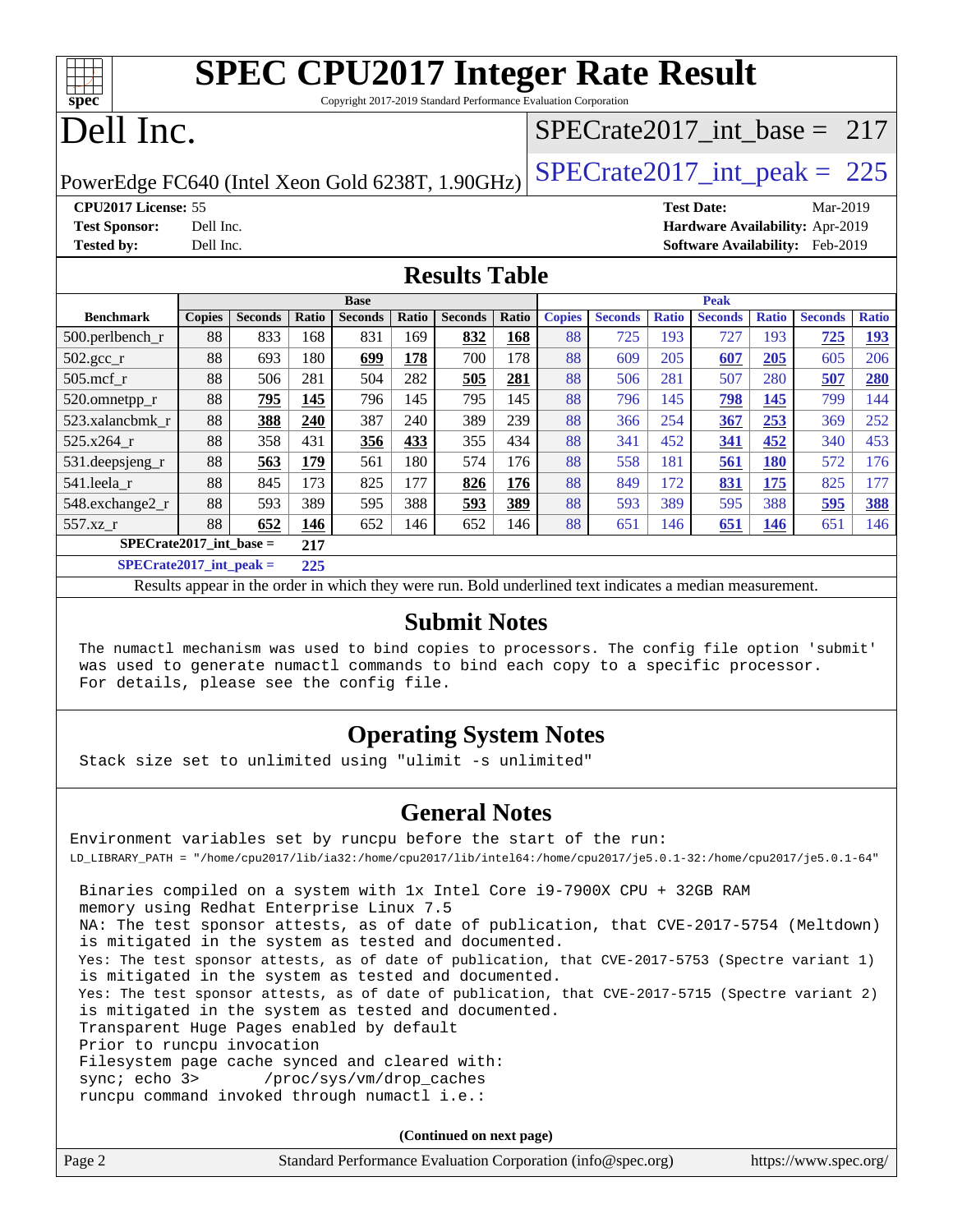# SPEC CPU2017 Integer Rate Result

Copyright 2017-2019 Standard Performance Evaluation Corporation

# Dell Inc.

PowerEdge FC640 (Intel Xeon Gold 6238T, 1.90GHz)

SPECrate2017_int_base = 217

SPECrate2017_int_peak = 225

**CPU2017 License:** 55
**Test Sponsor:** Dell Inc.
**Tested by:** Dell Inc.

**Test Date:** Mar-2019
**Hardware Availability:** Apr-2019
**Software Availability:** Feb-2019

## Results Table

| | Base | | | | | | | Peak | | | | | | |
|---|---|---|---|---|---|---|---|---|---|---|---|---|---|---|
| **Benchmark** | **Copies** | **Seconds** | **Ratio** | **Seconds** | **Ratio** | **Seconds** | **Ratio** | **Copies** | **Seconds** | **Ratio** | **Seconds** | **Ratio** | **Seconds** | **Ratio** |
| 500.perlbench_r | 88 | 833 | 168 | 831 | 169 | **832** | **168** | 88 | 725 | 193 | 727 | 193 | **725** | **193** |
| 502.gcc_r | 88 | 693 | 180 | **699** | **178** | 700 | 178 | 88 | 609 | 205 | **607** | **205** | 605 | 206 |
| 505.mcf_r | 88 | 506 | 281 | 504 | 282 | **505** | **281** | 88 | 506 | 281 | 507 | 280 | **507** | **280** |
| 520.omnetpp_r | 88 | **795** | **145** | 796 | 145 | 795 | 145 | 88 | 796 | 145 | **798** | **145** | 799 | 144 |
| 523.xalancbmk_r | 88 | **388** | **240** | 387 | 240 | 389 | 239 | 88 | 366 | 254 | **367** | **253** | 369 | 252 |
| 525.x264_r | 88 | 358 | 431 | **356** | **433** | 355 | 434 | 88 | 341 | 452 | **341** | **452** | 340 | 453 |
| 531.deepsjeng_r | 88 | **563** | **179** | 561 | 180 | 574 | 176 | 88 | 558 | 181 | **561** | **180** | 572 | 176 |
| 541.leela_r | 88 | 845 | 173 | 825 | 177 | **826** | **176** | 88 | 849 | 172 | **831** | **175** | 825 | 177 |
| 548.exchange2_r | 88 | 593 | 389 | 595 | 388 | **593** | **389** | 88 | 593 | 389 | 595 | 388 | **595** | **388** |
| 557.xz_r | 88 | **652** | **146** | 652 | 146 | 652 | 146 | 88 | 651 | 146 | **651** | **146** | 651 | 146 |

**SPECrate2017_int_base =** **217**

**SPECrate2017_int_peak =** **225**

Results appear in the order in which they were run. Bold underlined text indicates a median measurement.

## Submit Notes

```
The numactl mechanism was used to bind copies to processors. The config file option 'submit'
was used to generate numactl commands to bind each copy to a specific processor.
For details, please see the config file.
```

## Operating System Notes

```
Stack size set to unlimited using "ulimit -s unlimited"
```

## General Notes

```
Environment variables set by runcpu before the start of the run:
LD_LIBRARY_PATH = "/home/cpu2017/lib/ia32:/home/cpu2017/lib/intel64:/home/cpu2017/je5.0.1-32:/home/cpu2017/je5.0.1-64"

Binaries compiled on a system with 1x Intel Core i9-7900X CPU + 32GB RAM
memory using Redhat Enterprise Linux 7.5
NA: The test sponsor attests, as of date of publication, that CVE-2017-5754 (Meltdown)
is mitigated in the system as tested and documented.
Yes: The test sponsor attests, as of date of publication, that CVE-2017-5753 (Spectre variant 1)
is mitigated in the system as tested and documented.
Yes: The test sponsor attests, as of date of publication, that CVE-2017-5715 (Spectre variant 2)
is mitigated in the system as tested and documented.
Transparent Huge Pages enabled by default
Prior to runcpu invocation
Filesystem page cache synced and cleared with:
sync; echo 3>       /proc/sys/vm/drop_caches
runcpu command invoked through numactl i.e.:
```

**(Continued on next page)**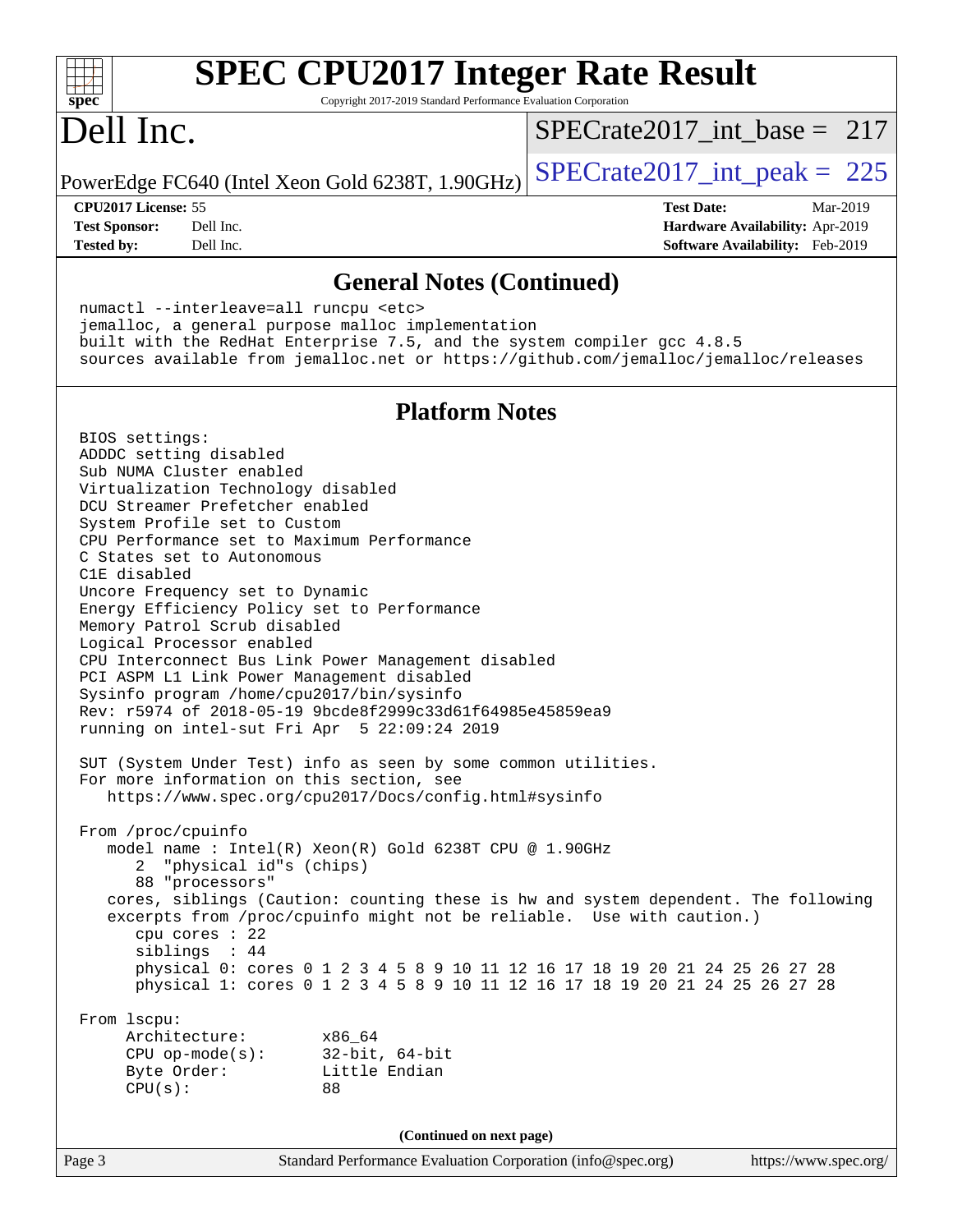# SPEC CPU2017 Integer Rate Result

Copyright 2017-2019 Standard Performance Evaluation Corporation

# Dell Inc.

PowerEdge FC640 (Intel Xeon Gold 6238T, 1.90GHz)

SPECrate2017_int_base = 217

SPECrate2017_int_peak = 225

**CPU2017 License:** 55
**Test Sponsor:** Dell Inc.
**Tested by:** Dell Inc.

**Test Date:** Mar-2019
**Hardware Availability:** Apr-2019
**Software Availability:** Feb-2019

## General Notes (Continued)

```
numactl --interleave=all runcpu <etc>
jemalloc, a general purpose malloc implementation
built with the RedHat Enterprise 7.5, and the system compiler gcc 4.8.5
sources available from jemalloc.net or https://github.com/jemalloc/jemalloc/releases
```

## Platform Notes

```
BIOS settings:
ADDDC setting disabled
Sub NUMA Cluster enabled
Virtualization Technology disabled
DCU Streamer Prefetcher enabled
System Profile set to Custom
CPU Performance set to Maximum Performance
C States set to Autonomous
C1E disabled
Uncore Frequency set to Dynamic
Energy Efficiency Policy set to Performance
Memory Patrol Scrub disabled
Logical Processor enabled
CPU Interconnect Bus Link Power Management disabled
PCI ASPM L1 Link Power Management disabled
Sysinfo program /home/cpu2017/bin/sysinfo
Rev: r5974 of 2018-05-19 9bcde8f2999c33d61f64985e45859ea9
running on intel-sut Fri Apr  5 22:09:24 2019

SUT (System Under Test) info as seen by some common utilities.
For more information on this section, see
   https://www.spec.org/cpu2017/Docs/config.html#sysinfo

From /proc/cpuinfo
   model name : Intel(R) Xeon(R) Gold 6238T CPU @ 1.90GHz
      2  "physical id"s (chips)
      88 "processors"
   cores, siblings (Caution: counting these is hw and system dependent. The following
   excerpts from /proc/cpuinfo might not be reliable.  Use with caution.)
      cpu cores : 22
      siblings  : 44
      physical 0: cores 0 1 2 3 4 5 8 9 10 11 12 16 17 18 19 20 21 24 25 26 27 28
      physical 1: cores 0 1 2 3 4 5 8 9 10 11 12 16 17 18 19 20 21 24 25 26 27 28

From lscpu:
     Architecture:        x86_64
     CPU op-mode(s):      32-bit, 64-bit
     Byte Order:          Little Endian
     CPU(s):              88
```

(Continued on next page)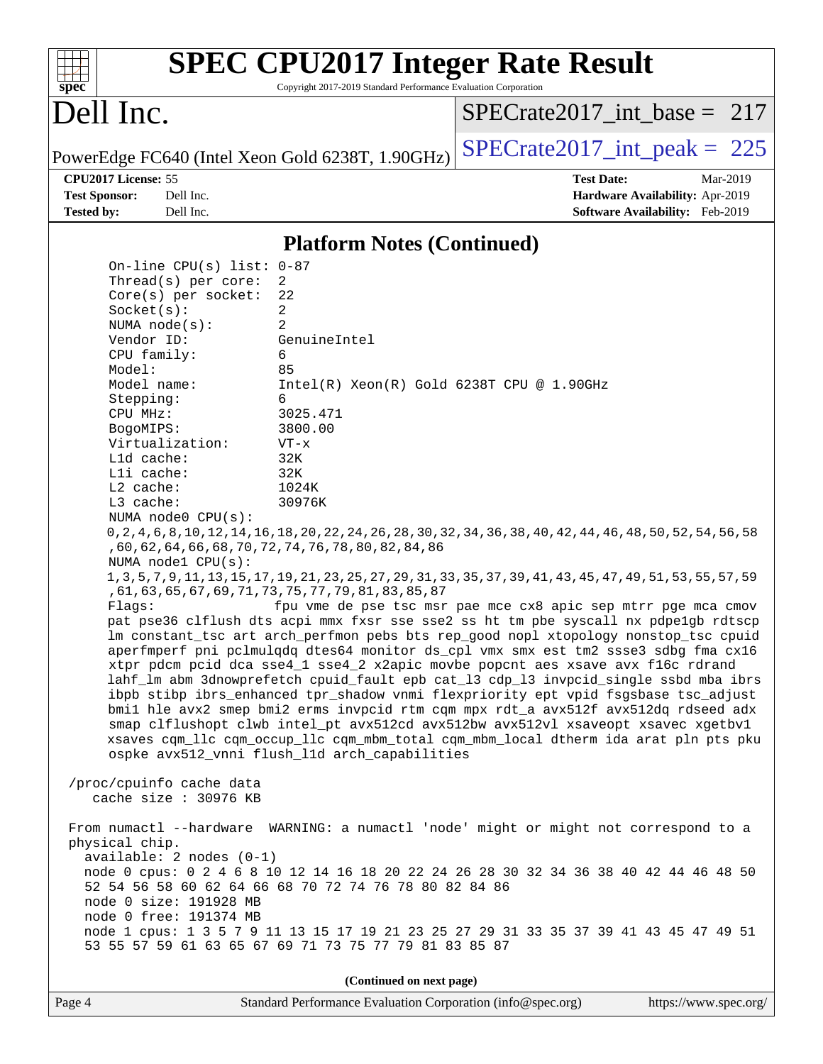# SPEC CPU2017 Integer Rate Result

Copyright 2017-2019 Standard Performance Evaluation Corporation

## Dell Inc.

PowerEdge FC640 (Intel Xeon Gold 6238T, 1.90GHz)

SPECrate2017_int_base = 217

SPECrate2017_int_peak = 225

**CPU2017 License:** 55
**Test Sponsor:** Dell Inc.
**Tested by:** Dell Inc.

**Test Date:** Mar-2019
**Hardware Availability:** Apr-2019
**Software Availability:** Feb-2019

### Platform Notes (Continued)

```
     On-line CPU(s) list: 0-87
     Thread(s) per core:  2
     Core(s) per socket:  22
     Socket(s):           2
     NUMA node(s):        2
     Vendor ID:           GenuineIntel
     CPU family:          6
     Model:               85
     Model name:          Intel(R) Xeon(R) Gold 6238T CPU @ 1.90GHz
     Stepping:            6
     CPU MHz:             3025.471
     BogoMIPS:            3800.00
     Virtualization:      VT-x
     L1d cache:           32K
     L1i cache:           32K
     L2 cache:            1024K
     L3 cache:            30976K
     NUMA node0 CPU(s):
     0,2,4,6,8,10,12,14,16,18,20,22,24,26,28,30,32,34,36,38,40,42,44,46,48,50,52,54,56,58
     ,60,62,64,66,68,70,72,74,76,78,80,82,84,86
     NUMA node1 CPU(s):
     1,3,5,7,9,11,13,15,17,19,21,23,25,27,29,31,33,35,37,39,41,43,45,47,49,51,53,55,57,59
     ,61,63,65,67,69,71,73,75,77,79,81,83,85,87
     Flags:               fpu vme de pse tsc msr pae mce cx8 apic sep mtrr pge mca cmov
     pat pse36 clflush dts acpi mmx fxsr sse sse2 ss ht tm pbe syscall nx pdpe1gb rdtscp
     lm constant_tsc art arch_perfmon pebs bts rep_good nopl xtopology nonstop_tsc cpuid
     aperfmperf pni pclmulqdq dtes64 monitor ds_cpl vmx smx est tm2 ssse3 sdbg fma cx16
     xtpr pdcm pcid dca sse4_1 sse4_2 x2apic movbe popcnt aes xsave avx f16c rdrand
     lahf_lm abm 3dnowprefetch cpuid_fault epb cat_l3 cdp_l3 invpcid_single ssbd mba ibrs
     ibpb stibp ibrs_enhanced tpr_shadow vnmi flexpriority ept vpid fsgsbase tsc_adjust
     bmi1 hle avx2 smep bmi2 erms invpcid rtm cqm mpx rdt_a avx512f avx512dq rdseed adx
     smap clflushopt clwb intel_pt avx512cd avx512bw avx512vl xsaveopt xsavec xgetbv1
     xsaves cqm_llc cqm_occup_llc cqm_mbm_total cqm_mbm_local dtherm ida arat pln pts pku
     ospke avx512_vnni flush_l1d arch_capabilities

 /proc/cpuinfo cache data
    cache size : 30976 KB

 From numactl --hardware  WARNING: a numactl 'node' might or might not correspond to a
 physical chip.
   available: 2 nodes (0-1)
   node 0 cpus: 0 2 4 6 8 10 12 14 16 18 20 22 24 26 28 30 32 34 36 38 40 42 44 46 48 50
   52 54 56 58 60 62 64 66 68 70 72 74 76 78 80 82 84 86
   node 0 size: 191928 MB
   node 0 free: 191374 MB
   node 1 cpus: 1 3 5 7 9 11 13 15 17 19 21 23 25 27 29 31 33 35 37 39 41 43 45 47 49 51
   53 55 57 59 61 63 65 67 69 71 73 75 77 79 81 83 85 87
```

(Continued on next page)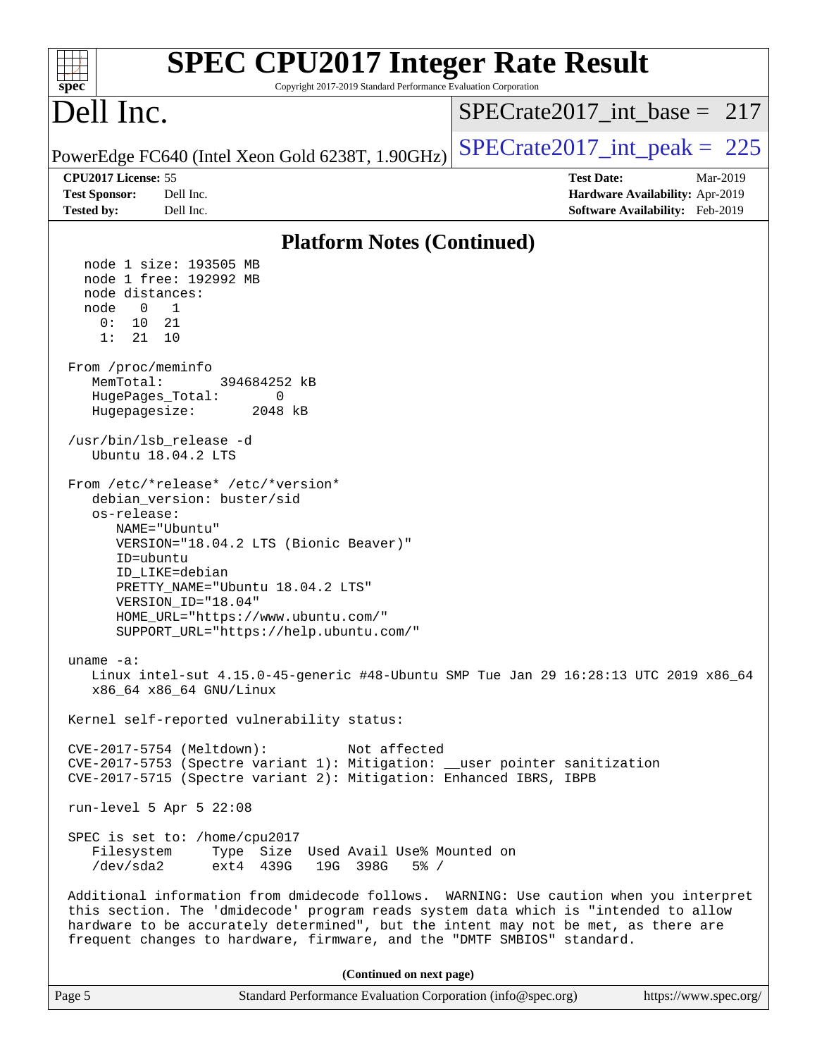## Platform Notes (Continued)

```
  node 1 size: 193505 MB
  node 1 free: 192992 MB
  node distances:
  node   0   1
    0:  10  21
    1:  21  10

From /proc/meminfo
   MemTotal:       394684252 kB
   HugePages_Total:       0
   Hugepagesize:       2048 kB

/usr/bin/lsb_release -d
   Ubuntu 18.04.2 LTS

From /etc/*release* /etc/*version*
   debian_version: buster/sid
   os-release:
      NAME="Ubuntu"
      VERSION="18.04.2 LTS (Bionic Beaver)"
      ID=ubuntu
      ID_LIKE=debian
      PRETTY_NAME="Ubuntu 18.04.2 LTS"
      VERSION_ID="18.04"
      HOME_URL="https://www.ubuntu.com/"
      SUPPORT_URL="https://help.ubuntu.com/"

uname -a:
   Linux intel-sut 4.15.0-45-generic #48-Ubuntu SMP Tue Jan 29 16:28:13 UTC 2019 x86_64
   x86_64 x86_64 GNU/Linux

Kernel self-reported vulnerability status:

CVE-2017-5754 (Meltdown):          Not affected
CVE-2017-5753 (Spectre variant 1): Mitigation: __user pointer sanitization
CVE-2017-5715 (Spectre variant 2): Mitigation: Enhanced IBRS, IBPB

run-level 5 Apr 5 22:08

SPEC is set to: /home/cpu2017
   Filesystem     Type  Size  Used Avail Use% Mounted on
   /dev/sda2      ext4  439G   19G  398G   5% /

Additional information from dmidecode follows.  WARNING: Use caution when you interpret
this section. The 'dmidecode' program reads system data which is "intended to allow
hardware to be accurately determined", but the intent may not be met, as there are
frequent changes to hardware, firmware, and the "DMTF SMBIOS" standard.
```

**(Continued on next page)**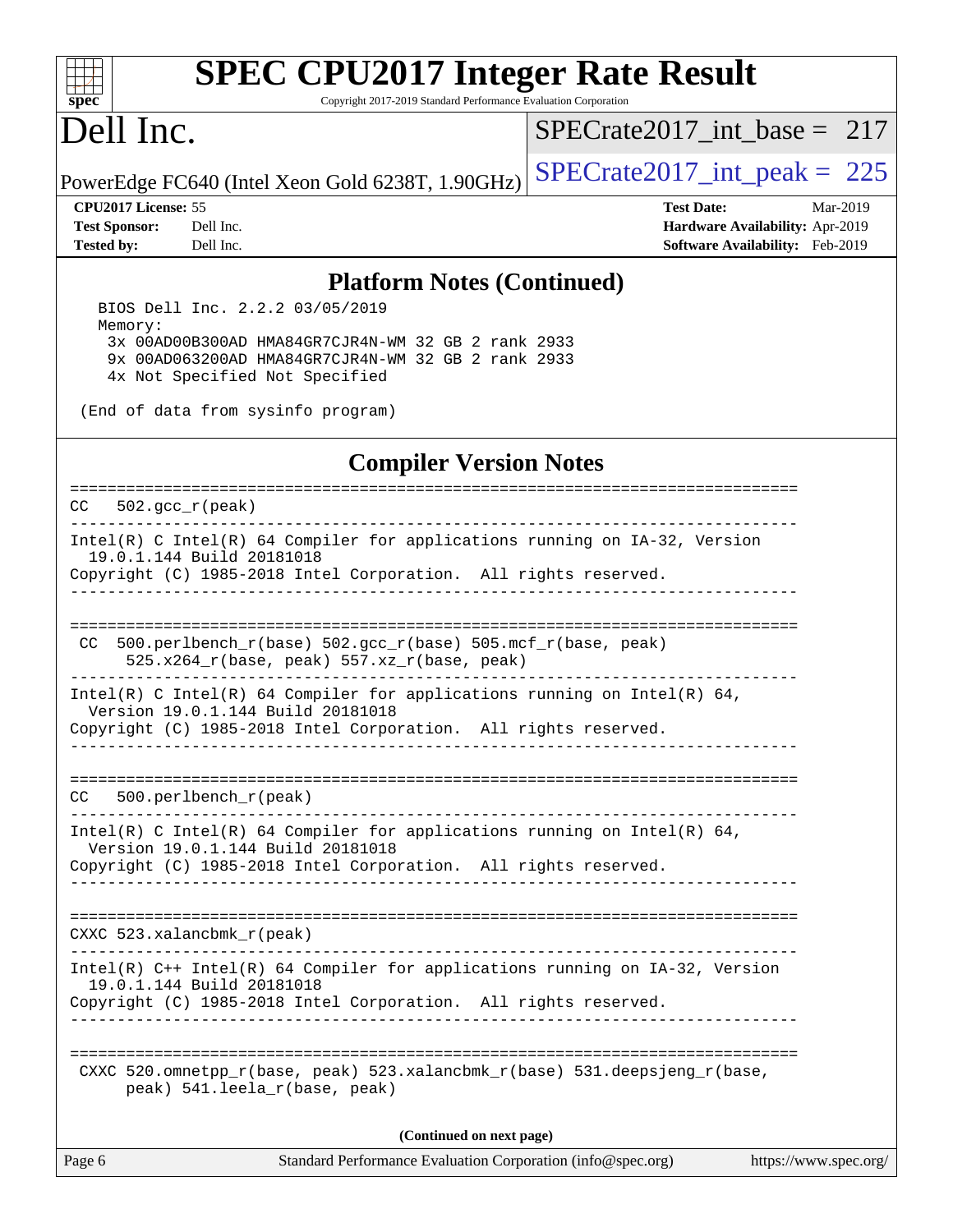## Platform Notes (Continued)

```
 BIOS Dell Inc. 2.2.2 03/05/2019
 Memory:
  3x 00AD00B300AD HMA84GR7CJR4N-WM 32 GB 2 rank 2933
  9x 00AD063200AD HMA84GR7CJR4N-WM 32 GB 2 rank 2933
  4x Not Specified Not Specified

(End of data from sysinfo program)
```

## Compiler Version Notes

```
==============================================================================
CC  502.gcc_r(peak)
------------------------------------------------------------------------------
Intel(R) C Intel(R) 64 Compiler for applications running on IA-32, Version
  19.0.1.144 Build 20181018
Copyright (C) 1985-2018 Intel Corporation.  All rights reserved.
------------------------------------------------------------------------------

==============================================================================
 CC  500.perlbench_r(base) 502.gcc_r(base) 505.mcf_r(base, peak)
      525.x264_r(base, peak) 557.xz_r(base, peak)
------------------------------------------------------------------------------
Intel(R) C Intel(R) 64 Compiler for applications running on Intel(R) 64,
  Version 19.0.1.144 Build 20181018
Copyright (C) 1985-2018 Intel Corporation.  All rights reserved.
------------------------------------------------------------------------------

==============================================================================
CC  500.perlbench_r(peak)
------------------------------------------------------------------------------
Intel(R) C Intel(R) 64 Compiler for applications running on Intel(R) 64,
  Version 19.0.1.144 Build 20181018
Copyright (C) 1985-2018 Intel Corporation.  All rights reserved.
------------------------------------------------------------------------------

==============================================================================
CXXC 523.xalancbmk_r(peak)
------------------------------------------------------------------------------
Intel(R) C++ Intel(R) 64 Compiler for applications running on IA-32, Version
  19.0.1.144 Build 20181018
Copyright (C) 1985-2018 Intel Corporation.  All rights reserved.
------------------------------------------------------------------------------

==============================================================================
 CXXC 520.omnetpp_r(base, peak) 523.xalancbmk_r(base) 531.deepsjeng_r(base,
      peak) 541.leela_r(base, peak)
```

(Continued on next page)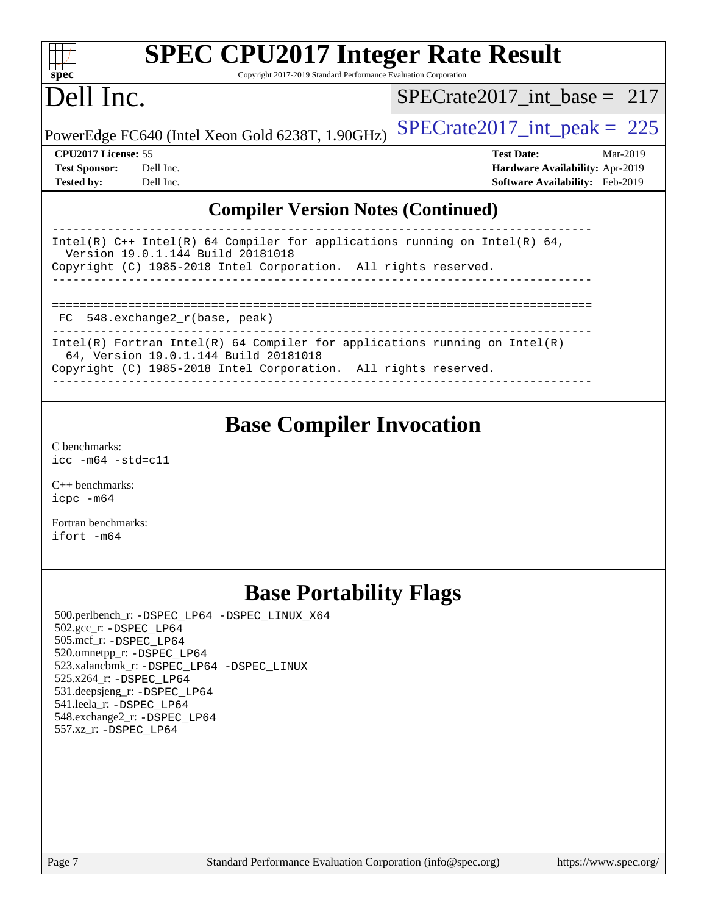## Compiler Version Notes (Continued)

```
------------------------------------------------------------------------------
Intel(R) C++ Intel(R) 64 Compiler for applications running on Intel(R) 64,
  Version 19.0.1.144 Build 20181018
Copyright (C) 1985-2018 Intel Corporation.  All rights reserved.
------------------------------------------------------------------------------

==============================================================================
 FC  548.exchange2_r(base, peak)
------------------------------------------------------------------------------
Intel(R) Fortran Intel(R) 64 Compiler for applications running on Intel(R)
  64, Version 19.0.1.144 Build 20181018
Copyright (C) 1985-2018 Intel Corporation.  All rights reserved.
------------------------------------------------------------------------------
```

## Base Compiler Invocation

C benchmarks:
`icc -m64 -std=c11`

C++ benchmarks:
`icpc -m64`

Fortran benchmarks:
`ifort -m64`

## Base Portability Flags

500.perlbench_r: -DSPEC_LP64 -DSPEC_LINUX_X64
502.gcc_r: -DSPEC_LP64
505.mcf_r: -DSPEC_LP64
520.omnetpp_r: -DSPEC_LP64
523.xalancbmk_r: -DSPEC_LP64 -DSPEC_LINUX
525.x264_r: -DSPEC_LP64
531.deepsjeng_r: -DSPEC_LP64
541.leela_r: -DSPEC_LP64
548.exchange2_r: -DSPEC_LP64
557.xz_r: -DSPEC_LP64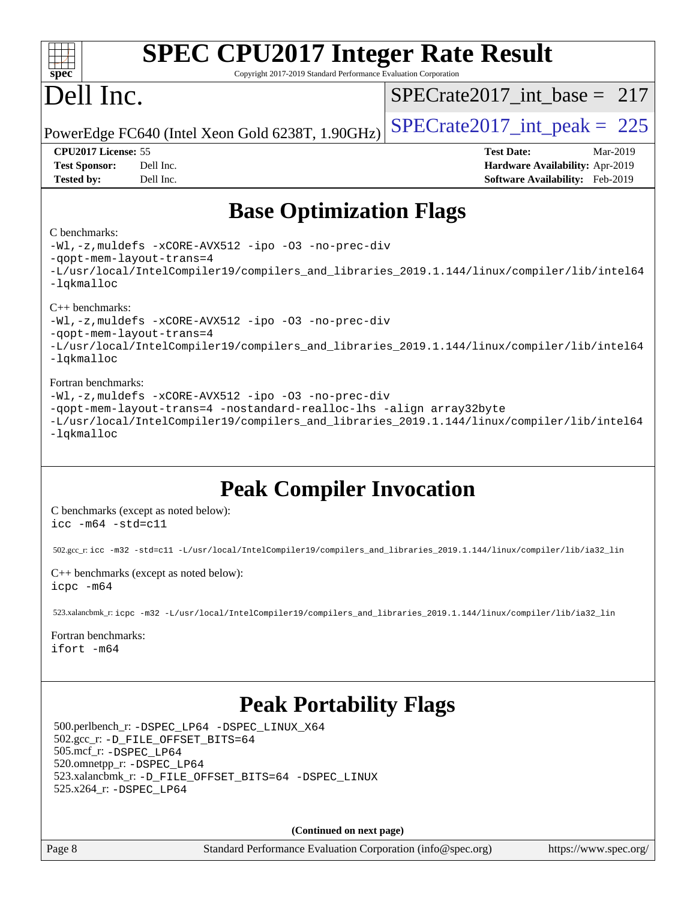# SPEC CPU2017 Integer Rate Result

Copyright 2017-2019 Standard Performance Evaluation Corporation

# Dell Inc.

PowerEdge FC640 (Intel Xeon Gold 6238T, 1.90GHz)

SPECrate2017_int_base = 217

SPECrate2017_int_peak = 225

**CPU2017 License:** 55
**Test Sponsor:** Dell Inc.
**Tested by:** Dell Inc.

**Test Date:** Mar-2019
**Hardware Availability:** Apr-2019
**Software Availability:** Feb-2019

## Base Optimization Flags

C benchmarks:

```
-Wl,-z,muldefs -xCORE-AVX512 -ipo -O3 -no-prec-div
-qopt-mem-layout-trans=4
-L/usr/local/IntelCompiler19/compilers_and_libraries_2019.1.144/linux/compiler/lib/intel64
-lqkmalloc
```

C++ benchmarks:

```
-Wl,-z,muldefs -xCORE-AVX512 -ipo -O3 -no-prec-div
-qopt-mem-layout-trans=4
-L/usr/local/IntelCompiler19/compilers_and_libraries_2019.1.144/linux/compiler/lib/intel64
-lqkmalloc
```

Fortran benchmarks:

```
-Wl,-z,muldefs -xCORE-AVX512 -ipo -O3 -no-prec-div
-qopt-mem-layout-trans=4 -nostandard-realloc-lhs -align array32byte
-L/usr/local/IntelCompiler19/compilers_and_libraries_2019.1.144/linux/compiler/lib/intel64
-lqkmalloc
```

## Peak Compiler Invocation

C benchmarks (except as noted below):

```
icc -m64 -std=c11
```

502.gcc_r: `icc -m32 -std=c11 -L/usr/local/IntelCompiler19/compilers_and_libraries_2019.1.144/linux/compiler/lib/ia32_lin`

C++ benchmarks (except as noted below):

```
icpc -m64
```

523.xalancbmk_r: `icpc -m32 -L/usr/local/IntelCompiler19/compilers_and_libraries_2019.1.144/linux/compiler/lib/ia32_lin`

Fortran benchmarks:

```
ifort -m64
```

## Peak Portability Flags

500.perlbench_r: -DSPEC_LP64 -DSPEC_LINUX_X64
502.gcc_r: -D_FILE_OFFSET_BITS=64
505.mcf_r: -DSPEC_LP64
520.omnetpp_r: -DSPEC_LP64
523.xalancbmk_r: -D_FILE_OFFSET_BITS=64 -DSPEC_LINUX
525.x264_r: -DSPEC_LP64

**(Continued on next page)**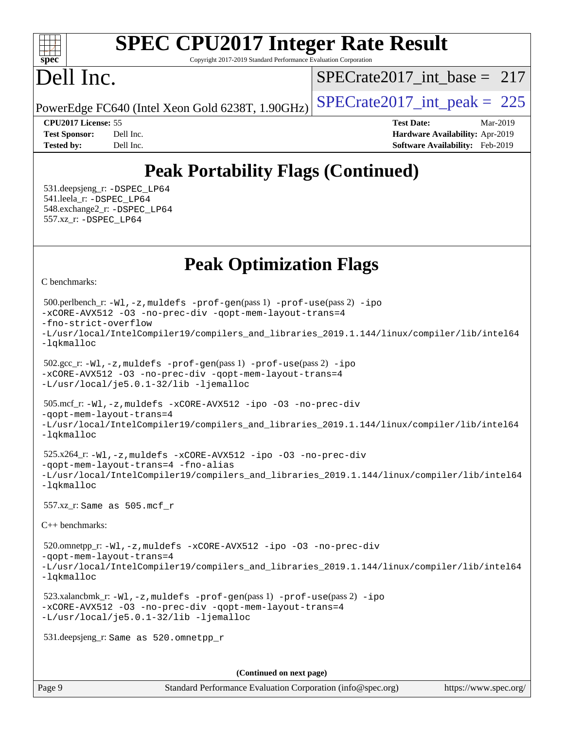# SPEC CPU2017 Integer Rate Result

Copyright 2017-2019 Standard Performance Evaluation Corporation

# Dell Inc.

SPECrate2017_int_base = 217

PowerEdge FC640 (Intel Xeon Gold 6238T, 1.90GHz)

SPECrate2017_int_peak = 225

**CPU2017 License:** 55
**Test Sponsor:** Dell Inc.
**Tested by:** Dell Inc.

**Test Date:** Mar-2019
**Hardware Availability:** Apr-2019
**Software Availability:** Feb-2019

## Peak Portability Flags (Continued)

531.deepsjeng_r: `-DSPEC_LP64`
541.leela_r: `-DSPEC_LP64`
548.exchange2_r: `-DSPEC_LP64`
557.xz_r: `-DSPEC_LP64`

## Peak Optimization Flags

C benchmarks:

500.perlbench_r: `-Wl,-z,muldefs -prof-gen`(pass 1) `-prof-use`(pass 2) `-ipo -xCORE-AVX512 -O3 -no-prec-div -qopt-mem-layout-trans=4 -fno-strict-overflow -L/usr/local/IntelCompiler19/compilers_and_libraries_2019.1.144/linux/compiler/lib/intel64 -lqkmalloc`

502.gcc_r: `-Wl,-z,muldefs -prof-gen`(pass 1) `-prof-use`(pass 2) `-ipo -xCORE-AVX512 -O3 -no-prec-div -qopt-mem-layout-trans=4 -L/usr/local/je5.0.1-32/lib -ljemalloc`

505.mcf_r: `-Wl,-z,muldefs -xCORE-AVX512 -ipo -O3 -no-prec-div -qopt-mem-layout-trans=4 -L/usr/local/IntelCompiler19/compilers_and_libraries_2019.1.144/linux/compiler/lib/intel64 -lqkmalloc`

525.x264_r: `-Wl,-z,muldefs -xCORE-AVX512 -ipo -O3 -no-prec-div -qopt-mem-layout-trans=4 -fno-alias -L/usr/local/IntelCompiler19/compilers_and_libraries_2019.1.144/linux/compiler/lib/intel64 -lqkmalloc`

557.xz_r: `Same as 505.mcf_r`

C++ benchmarks:

520.omnetpp_r: `-Wl,-z,muldefs -xCORE-AVX512 -ipo -O3 -no-prec-div -qopt-mem-layout-trans=4 -L/usr/local/IntelCompiler19/compilers_and_libraries_2019.1.144/linux/compiler/lib/intel64 -lqkmalloc`

523.xalancbmk_r: `-Wl,-z,muldefs -prof-gen`(pass 1) `-prof-use`(pass 2) `-ipo -xCORE-AVX512 -O3 -no-prec-div -qopt-mem-layout-trans=4 -L/usr/local/je5.0.1-32/lib -ljemalloc`

531.deepsjeng_r: `Same as 520.omnetpp_r`

**(Continued on next page)**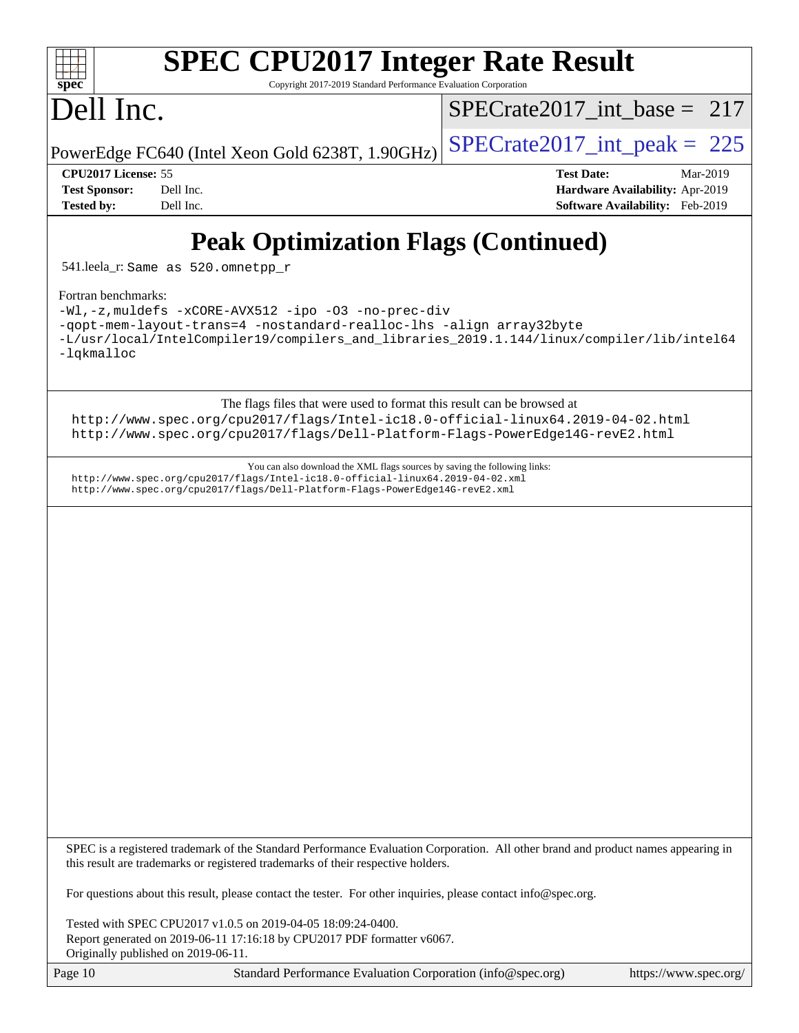# Peak Optimization Flags (Continued)

541.leela_r: Same as 520.omnetpp_r

Fortran benchmarks:

```
-Wl,-z,muldefs -xCORE-AVX512 -ipo -O3 -no-prec-div
-qopt-mem-layout-trans=4 -nostandard-realloc-lhs -align array32byte
-L/usr/local/IntelCompiler19/compilers_and_libraries_2019.1.144/linux/compiler/lib/intel64
-lqkmalloc
```

The flags files that were used to format this result can be browsed at

http://www.spec.org/cpu2017/flags/Intel-ic18.0-official-linux64.2019-04-02.html
http://www.spec.org/cpu2017/flags/Dell-Platform-Flags-PowerEdge14G-revE2.html

You can also download the XML flags sources by saving the following links:

http://www.spec.org/cpu2017/flags/Intel-ic18.0-official-linux64.2019-04-02.xml
http://www.spec.org/cpu2017/flags/Dell-Platform-Flags-PowerEdge14G-revE2.xml

SPEC is a registered trademark of the Standard Performance Evaluation Corporation. All other brand and product names appearing in this result are trademarks or registered trademarks of their respective holders.

For questions about this result, please contact the tester. For other inquiries, please contact info@spec.org.

Tested with SPEC CPU2017 v1.0.5 on 2019-04-05 18:09:24-0400.
Report generated on 2019-06-11 17:16:18 by CPU2017 PDF formatter v6067.
Originally published on 2019-06-11.